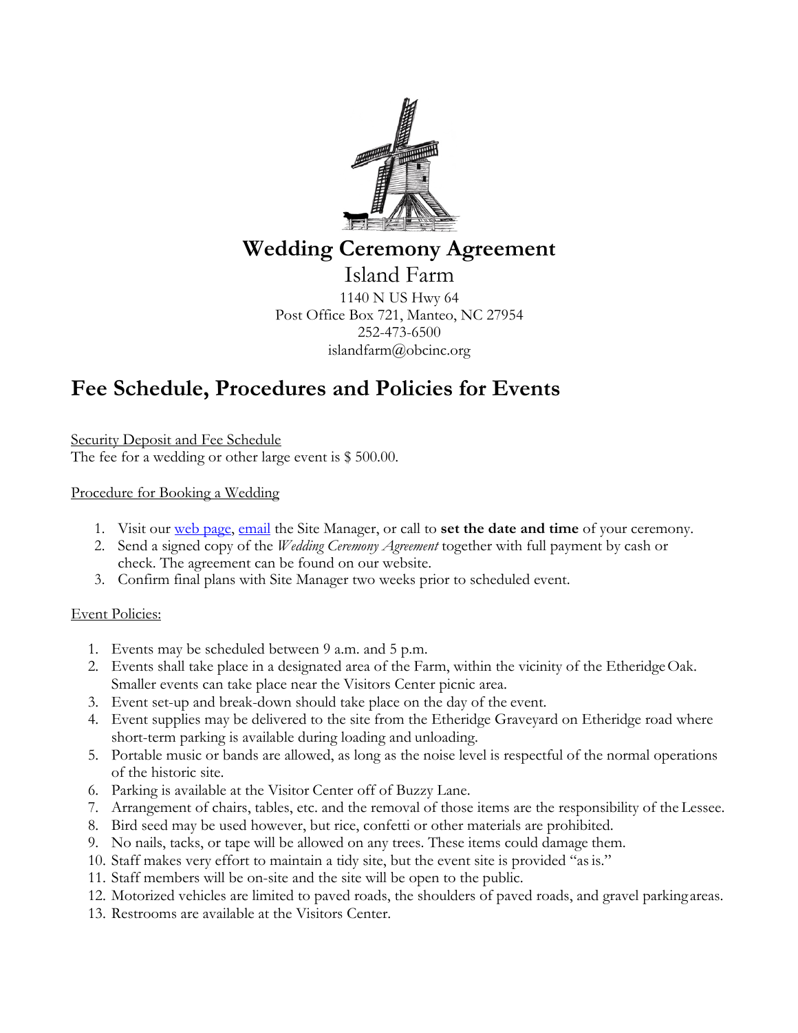# Wedding Ceremony Agreement

Island Farm

1140 N US Hwy 64
Post Office Box 721, Manteo, NC 27954
252-473-6500
islandfarm@obcinc.org

## Fee Schedule, Procedures and Policies for Events

Security Deposit and Fee Schedule

The fee for a wedding or other large event is $ 500.00.

Procedure for Booking a Wedding

1. Visit our web page, email the Site Manager, or call to **set the date and time** of your ceremony.
2. Send a signed copy of the *Wedding Ceremony Agreement* together with full payment by cash or check. The agreement can be found on our website.
3. Confirm final plans with Site Manager two weeks prior to scheduled event.

Event Policies:

1. Events may be scheduled between 9 a.m. and 5 p.m.
2. Events shall take place in a designated area of the Farm, within the vicinity of the Etheridge Oak. Smaller events can take place near the Visitors Center picnic area.
3. Event set-up and break-down should take place on the day of the event.
4. Event supplies may be delivered to the site from the Etheridge Graveyard on Etheridge road where short-term parking is available during loading and unloading.
5. Portable music or bands are allowed, as long as the noise level is respectful of the normal operations of the historic site.
6. Parking is available at the Visitor Center off of Buzzy Lane.
7. Arrangement of chairs, tables, etc. and the removal of those items are the responsibility of the Lessee.
8. Bird seed may be used however, but rice, confetti or other materials are prohibited.
9. No nails, tacks, or tape will be allowed on any trees. These items could damage them.
10. Staff makes very effort to maintain a tidy site, but the event site is provided "as is."
11. Staff members will be on-site and the site will be open to the public.
12. Motorized vehicles are limited to paved roads, the shoulders of paved roads, and gravel parking areas.
13. Restrooms are available at the Visitors Center.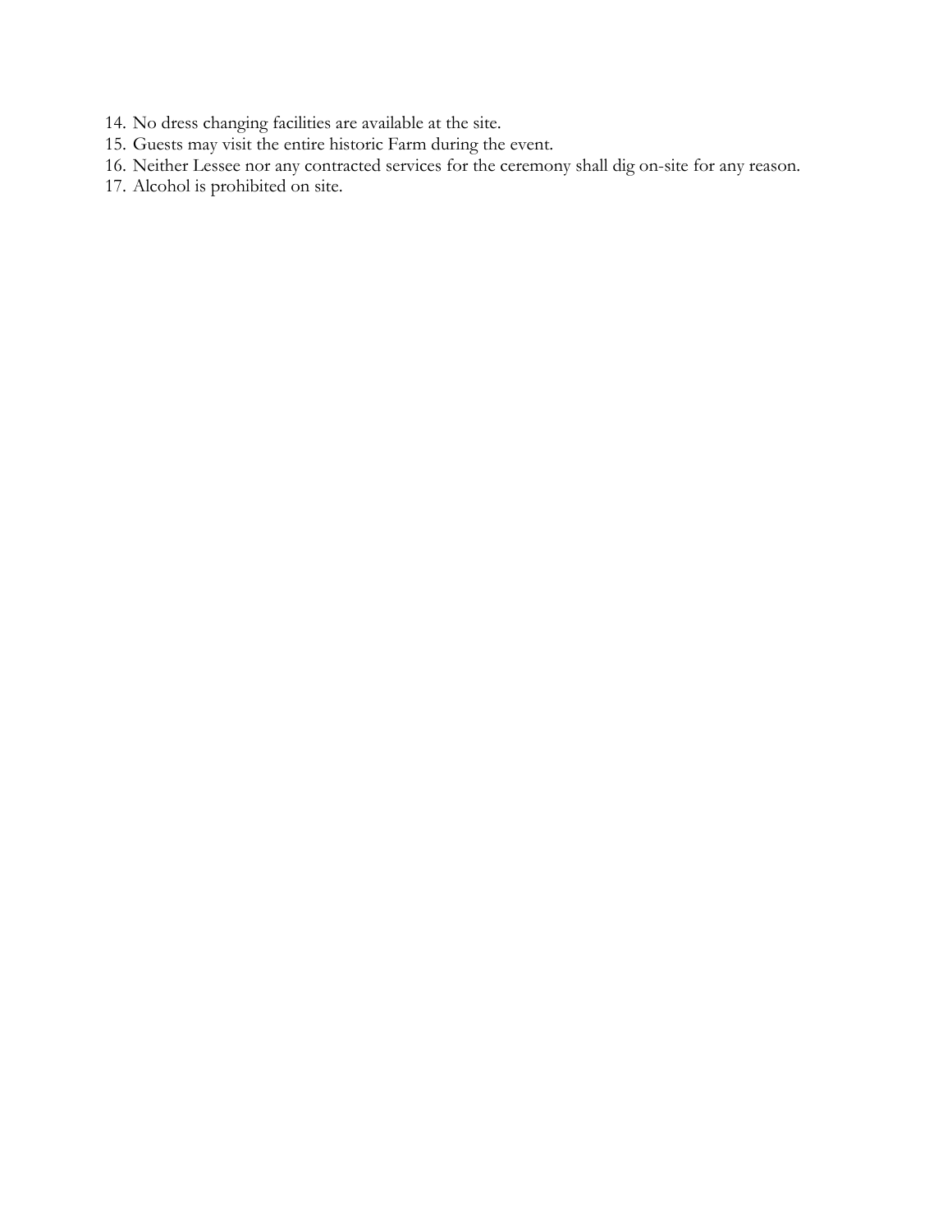14. No dress changing facilities are available at the site.
15. Guests may visit the entire historic Farm during the event.
16. Neither Lessee nor any contracted services for the ceremony shall dig on-site for any reason.
17. Alcohol is prohibited on site.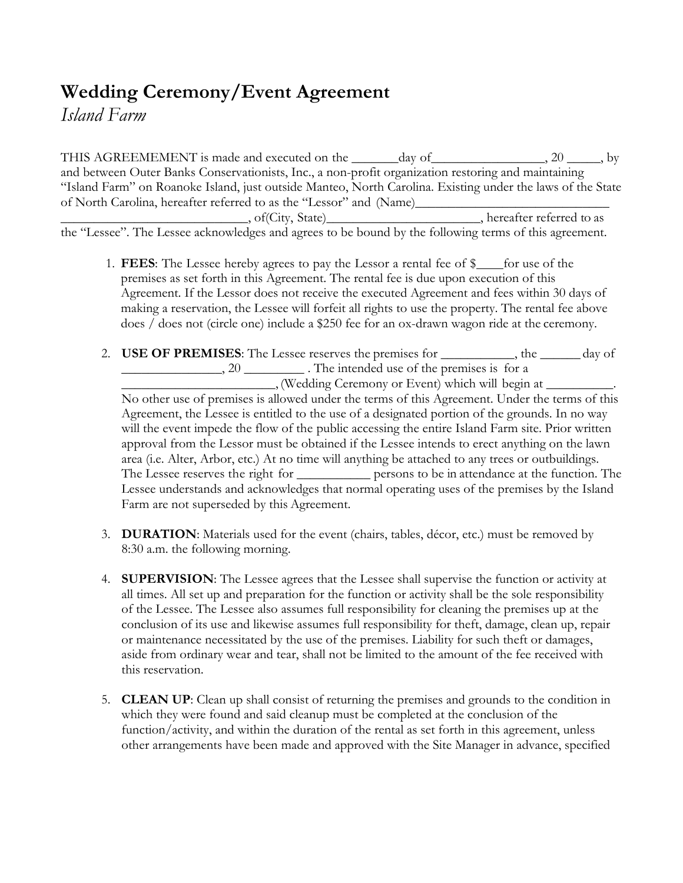# Wedding Ceremony/Event Agreement

*Island Farm*

THIS AGREEMEMENT is made and executed on the _______day of_________________, 20 _____, by and between Outer Banks Conservationists, Inc., a non-profit organization restoring and maintaining "Island Farm" on Roanoke Island, just outside Manteo, North Carolina. Existing under the laws of the State of North Carolina, hereafter referred to as the "Lessor" and (Name)______________________________ ____________________________, of(City, State)_______________________, hereafter referred to as the "Lessee". The Lessee acknowledges and agrees to be bound by the following terms of this agreement.

1. **FEES**: The Lessee hereby agrees to pay the Lessor a rental fee of $____for use of the premises as set forth in this Agreement. The rental fee is due upon execution of this Agreement. If the Lessor does not receive the executed Agreement and fees within 30 days of making a reservation, the Lessee will forfeit all rights to use the property. The rental fee above does / does not (circle one) include a $250 fee for an ox-drawn wagon ride at the ceremony.

2. **USE OF PREMISES**: The Lessee reserves the premises for ___________, the ______ day of _______________, 20 _________ . The intended use of the premises is for a _______________________, (Wedding Ceremony or Event) which will begin at __________. No other use of premises is allowed under the terms of this Agreement. Under the terms of this Agreement, the Lessee is entitled to the use of a designated portion of the grounds. In no way will the event impede the flow of the public accessing the entire Island Farm site. Prior written approval from the Lessor must be obtained if the Lessee intends to erect anything on the lawn area (i.e. Alter, Arbor, etc.) At no time will anything be attached to any trees or outbuildings. The Lessee reserves the right for ___________ persons to be in attendance at the function. The Lessee understands and acknowledges that normal operating uses of the premises by the Island Farm are not superseded by this Agreement.

3. **DURATION**: Materials used for the event (chairs, tables, décor, etc.) must be removed by 8:30 a.m. the following morning.

4. **SUPERVISION**: The Lessee agrees that the Lessee shall supervise the function or activity at all times. All set up and preparation for the function or activity shall be the sole responsibility of the Lessee. The Lessee also assumes full responsibility for cleaning the premises up at the conclusion of its use and likewise assumes full responsibility for theft, damage, clean up, repair or maintenance necessitated by the use of the premises. Liability for such theft or damages, aside from ordinary wear and tear, shall not be limited to the amount of the fee received with this reservation.

5. **CLEAN UP**: Clean up shall consist of returning the premises and grounds to the condition in which they were found and said cleanup must be completed at the conclusion of the function/activity, and within the duration of the rental as set forth in this agreement, unless other arrangements have been made and approved with the Site Manager in advance, specified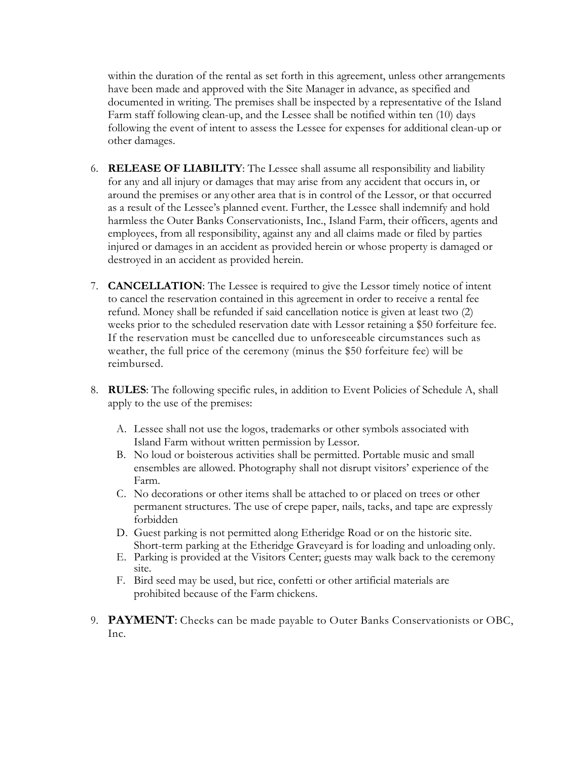within the duration of the rental as set forth in this agreement, unless other arrangements have been made and approved with the Site Manager in advance, as specified and documented in writing. The premises shall be inspected by a representative of the Island Farm staff following clean-up, and the Lessee shall be notified within ten (10) days following the event of intent to assess the Lessee for expenses for additional clean-up or other damages.

6. **RELEASE OF LIABILITY**: The Lessee shall assume all responsibility and liability for any and all injury or damages that may arise from any accident that occurs in, or around the premises or any other area that is in control of the Lessor, or that occurred as a result of the Lessee's planned event. Further, the Lessee shall indemnify and hold harmless the Outer Banks Conservationists, Inc., Island Farm, their officers, agents and employees, from all responsibility, against any and all claims made or filed by parties injured or damages in an accident as provided herein or whose property is damaged or destroyed in an accident as provided herein.

7. **CANCELLATION**: The Lessee is required to give the Lessor timely notice of intent to cancel the reservation contained in this agreement in order to receive a rental fee refund. Money shall be refunded if said cancellation notice is given at least two (2) weeks prior to the scheduled reservation date with Lessor retaining a $50 forfeiture fee. If the reservation must be cancelled due to unforeseeable circumstances such as weather, the full price of the ceremony (minus the $50 forfeiture fee) will be reimbursed.

8. **RULES**: The following specific rules, in addition to Event Policies of Schedule A, shall apply to the use of the premises:

   A. Lessee shall not use the logos, trademarks or other symbols associated with Island Farm without written permission by Lessor.
   B. No loud or boisterous activities shall be permitted. Portable music and small ensembles are allowed. Photography shall not disrupt visitors' experience of the Farm.
   C. No decorations or other items shall be attached to or placed on trees or other permanent structures. The use of crepe paper, nails, tacks, and tape are expressly forbidden
   D. Guest parking is not permitted along Etheridge Road or on the historic site. Short-term parking at the Etheridge Graveyard is for loading and unloading only.
   E. Parking is provided at the Visitors Center; guests may walk back to the ceremony site.
   F. Bird seed may be used, but rice, confetti or other artificial materials are prohibited because of the Farm chickens.

9. **PAYMENT**: Checks can be made payable to Outer Banks Conservationists or OBC, Inc.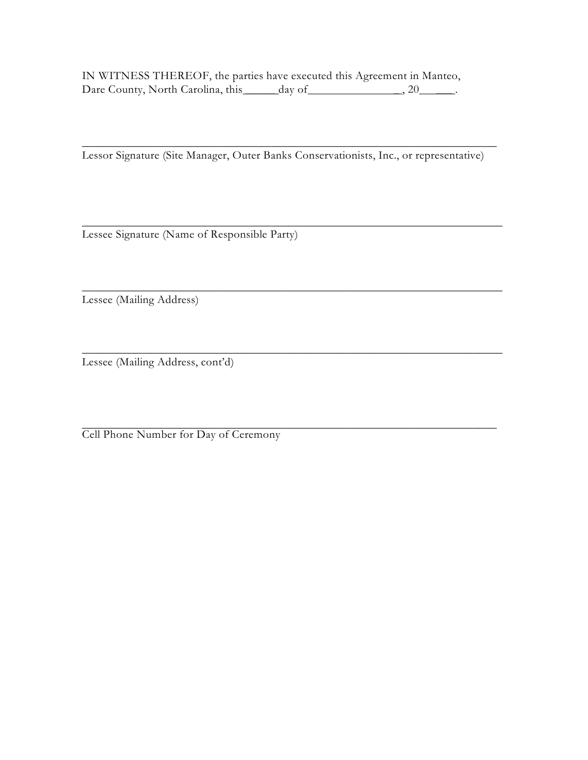IN WITNESS THEREOF, the parties have executed this Agreement in Manteo, Dare County, North Carolina, this______day of________________, 20_______.

_______________________________________________________________________

Lessor Signature (Site Manager, Outer Banks Conservationists, Inc., or representative)

_______________________________________________________________________

Lessee Signature (Name of Responsible Party)

_______________________________________________________________________

Lessee (Mailing Address)

_______________________________________________________________________

Lessee (Mailing Address, cont'd)

_______________________________________________________________________

Cell Phone Number for Day of Ceremony